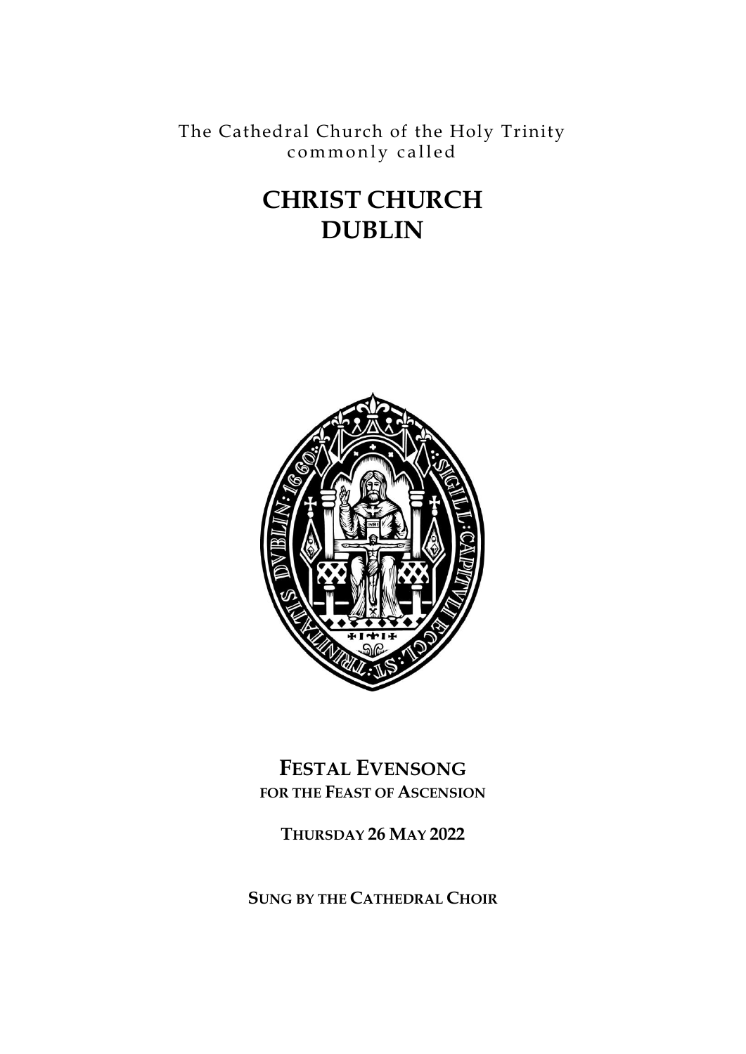The Cathedral Church of the Holy Trinity
commonly called

# CHRIST CHURCH
# DUBLIN

## FESTAL EVENSONG
**FOR THE FEAST OF ASCENSION**

**THURSDAY 26 MAY 2022**

**SUNG BY THE CATHEDRAL CHOIR**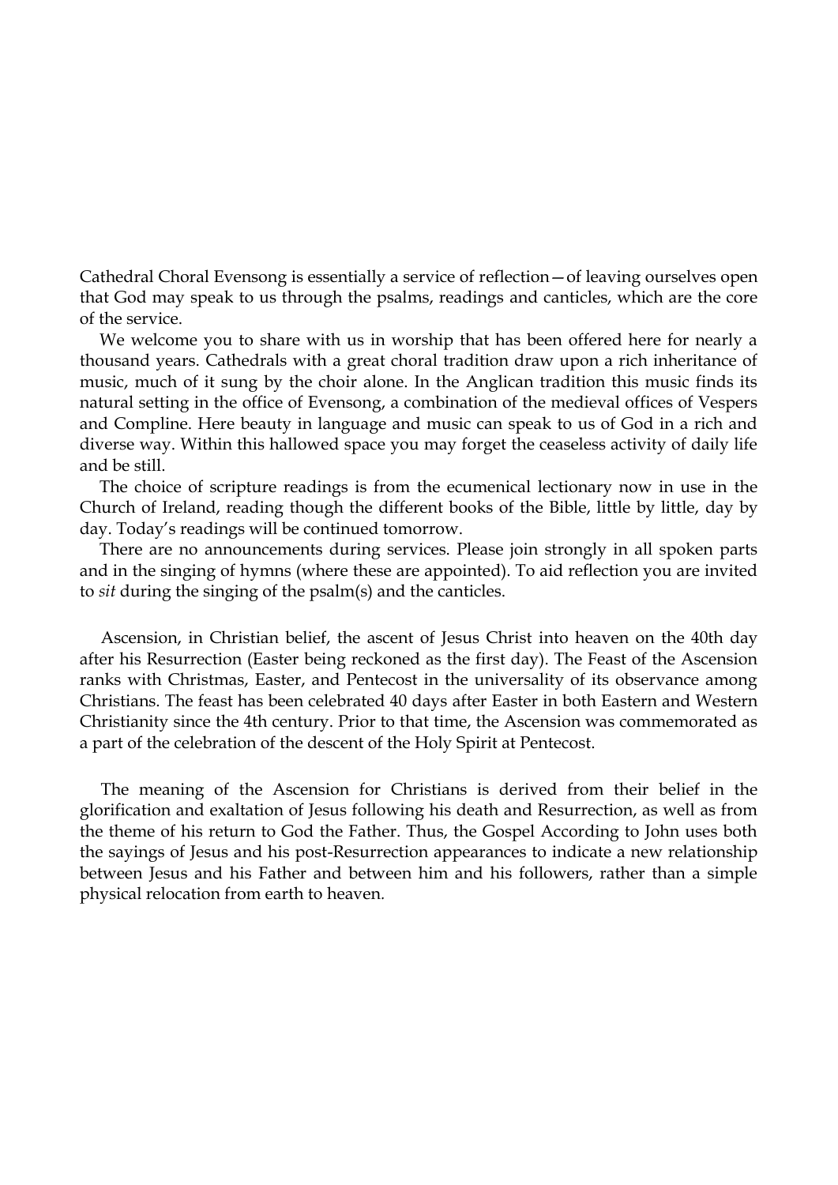Cathedral Choral Evensong is essentially a service of reflection—of leaving ourselves open that God may speak to us through the psalms, readings and canticles, which are the core of the service.

We welcome you to share with us in worship that has been offered here for nearly a thousand years. Cathedrals with a great choral tradition draw upon a rich inheritance of music, much of it sung by the choir alone. In the Anglican tradition this music finds its natural setting in the office of Evensong, a combination of the medieval offices of Vespers and Compline. Here beauty in language and music can speak to us of God in a rich and diverse way. Within this hallowed space you may forget the ceaseless activity of daily life and be still.

The choice of scripture readings is from the ecumenical lectionary now in use in the Church of Ireland, reading though the different books of the Bible, little by little, day by day. Today's readings will be continued tomorrow.

There are no announcements during services. Please join strongly in all spoken parts and in the singing of hymns (where these are appointed). To aid reflection you are invited to *sit* during the singing of the psalm(s) and the canticles.

Ascension, in Christian belief, the ascent of Jesus Christ into heaven on the 40th day after his Resurrection (Easter being reckoned as the first day). The Feast of the Ascension ranks with Christmas, Easter, and Pentecost in the universality of its observance among Christians. The feast has been celebrated 40 days after Easter in both Eastern and Western Christianity since the 4th century. Prior to that time, the Ascension was commemorated as a part of the celebration of the descent of the Holy Spirit at Pentecost.

The meaning of the Ascension for Christians is derived from their belief in the glorification and exaltation of Jesus following his death and Resurrection, as well as from the theme of his return to God the Father. Thus, the Gospel According to John uses both the sayings of Jesus and his post-Resurrection appearances to indicate a new relationship between Jesus and his Father and between him and his followers, rather than a simple physical relocation from earth to heaven.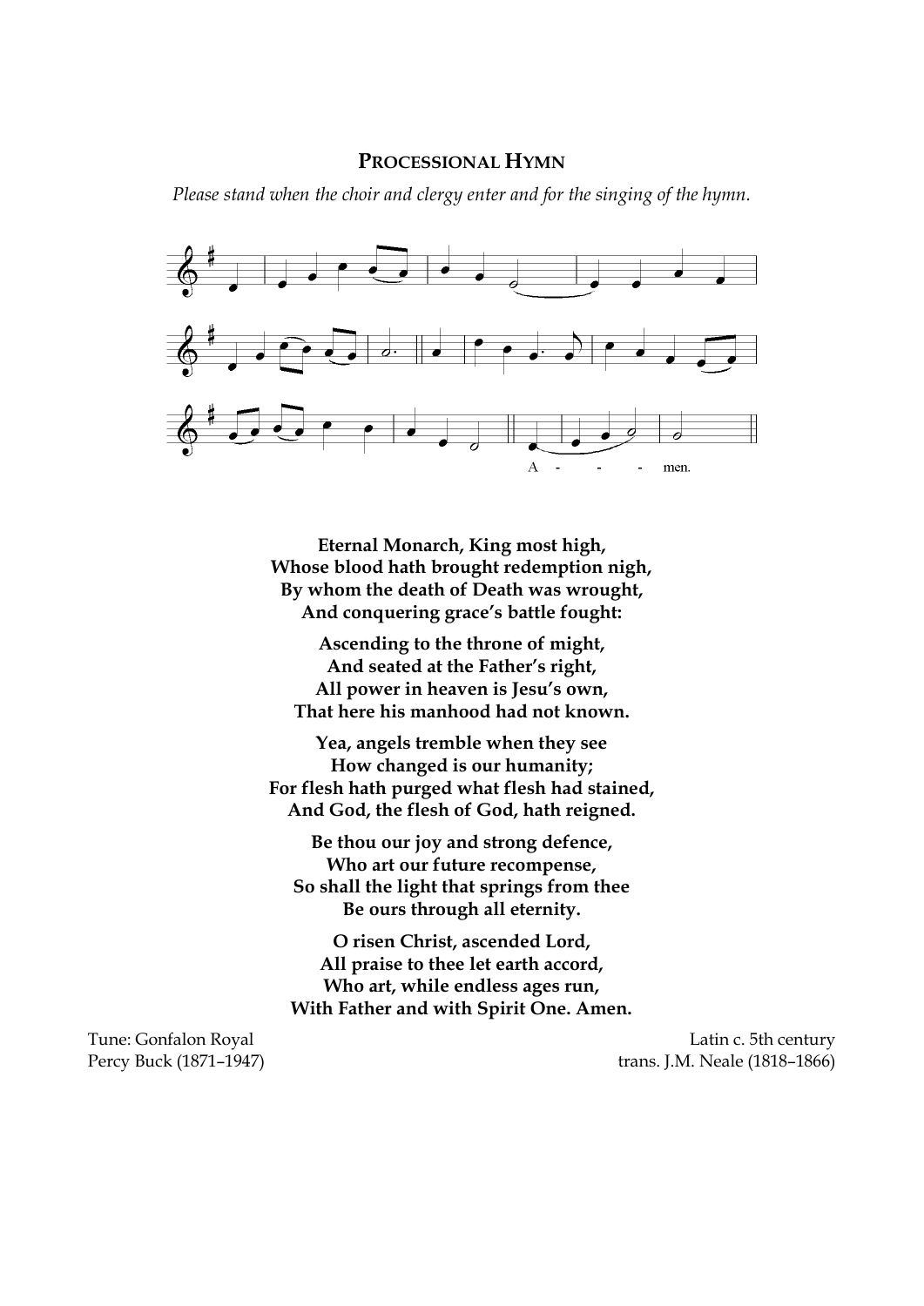## Processional Hymn

*Please stand when the choir and clergy enter and for the singing of the hymn.*

**Eternal Monarch, King most high,**
**Whose blood hath brought redemption nigh,**
**By whom the death of Death was wrought,**
**And conquering grace's battle fought:**

**Ascending to the throne of might,**
**And seated at the Father's right,**
**All power in heaven is Jesu's own,**
**That here his manhood had not known.**

**Yea, angels tremble when they see**
**How changed is our humanity;**
**For flesh hath purged what flesh had stained,**
**And God, the flesh of God, hath reigned.**

**Be thou our joy and strong defence,**
**Who art our future recompense,**
**So shall the light that springs from thee**
**Be ours through all eternity.**

**O risen Christ, ascended Lord,**
**All praise to thee let earth accord,**
**Who art, while endless ages run,**
**With Father and with Spirit One. Amen.**

Tune: Gonfalon Royal
Percy Buck (1871–1947)

Latin c. 5th century
trans. J.M. Neale (1818–1866)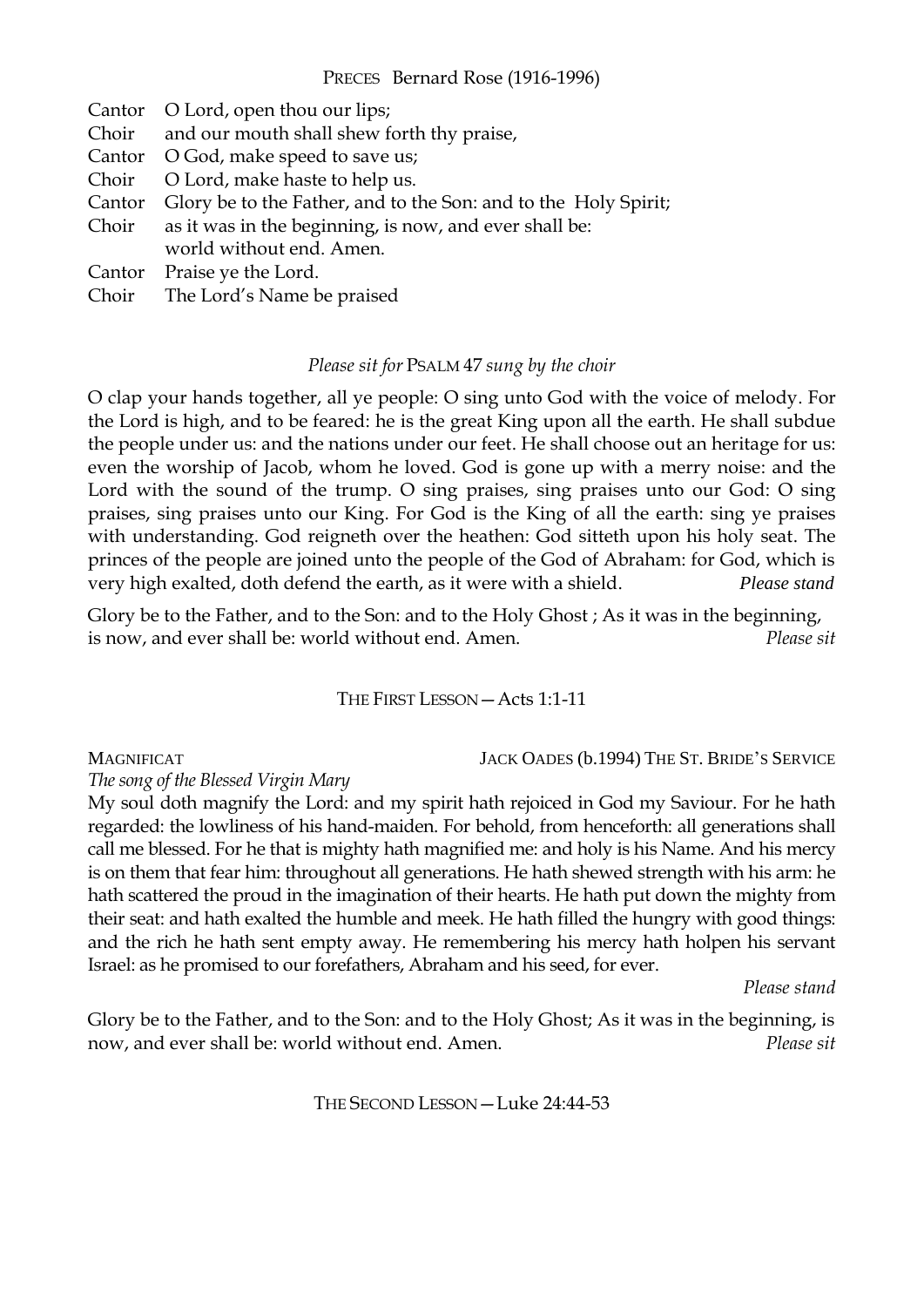PRECES Bernard Rose (1916-1996)

Cantor O Lord, open thou our lips;
Choir and our mouth shall shew forth thy praise,
Cantor O God, make speed to save us;
Choir O Lord, make haste to help us.
Cantor Glory be to the Father, and to the Son: and to the Holy Spirit;
Choir as it was in the beginning, is now, and ever shall be:
world without end. Amen.
Cantor Praise ye the Lord.
Choir The Lord's Name be praised

*Please sit for* PSALM 47 *sung by the choir*

O clap your hands together, all ye people: O sing unto God with the voice of melody. For the Lord is high, and to be feared: he is the great King upon all the earth. He shall subdue the people under us: and the nations under our feet. He shall choose out an heritage for us: even the worship of Jacob, whom he loved. God is gone up with a merry noise: and the Lord with the sound of the trump. O sing praises, sing praises unto our God: O sing praises, sing praises unto our King. For God is the King of all the earth: sing ye praises with understanding. God reigneth over the heathen: God sitteth upon his holy seat. The princes of the people are joined unto the people of the God of Abraham: for God, which is very high exalted, doth defend the earth, as it were with a shield. *Please stand*

Glory be to the Father, and to the Son: and to the Holy Ghost ; As it was in the beginning, is now, and ever shall be: world without end. Amen. *Please sit*

THE FIRST LESSON — Acts 1:1-11

MAGNIFICAT JACK OADES (b.1994) THE ST. BRIDE'S SERVICE

*The song of the Blessed Virgin Mary*

My soul doth magnify the Lord: and my spirit hath rejoiced in God my Saviour. For he hath regarded: the lowliness of his hand-maiden. For behold, from henceforth: all generations shall call me blessed. For he that is mighty hath magnified me: and holy is his Name. And his mercy is on them that fear him: throughout all generations. He hath shewed strength with his arm: he hath scattered the proud in the imagination of their hearts. He hath put down the mighty from their seat: and hath exalted the humble and meek. He hath filled the hungry with good things: and the rich he hath sent empty away. He remembering his mercy hath holpen his servant Israel: as he promised to our forefathers, Abraham and his seed, for ever.

*Please stand*

Glory be to the Father, and to the Son: and to the Holy Ghost; As it was in the beginning, is now, and ever shall be: world without end. Amen. *Please sit*

THE SECOND LESSON — Luke 24:44-53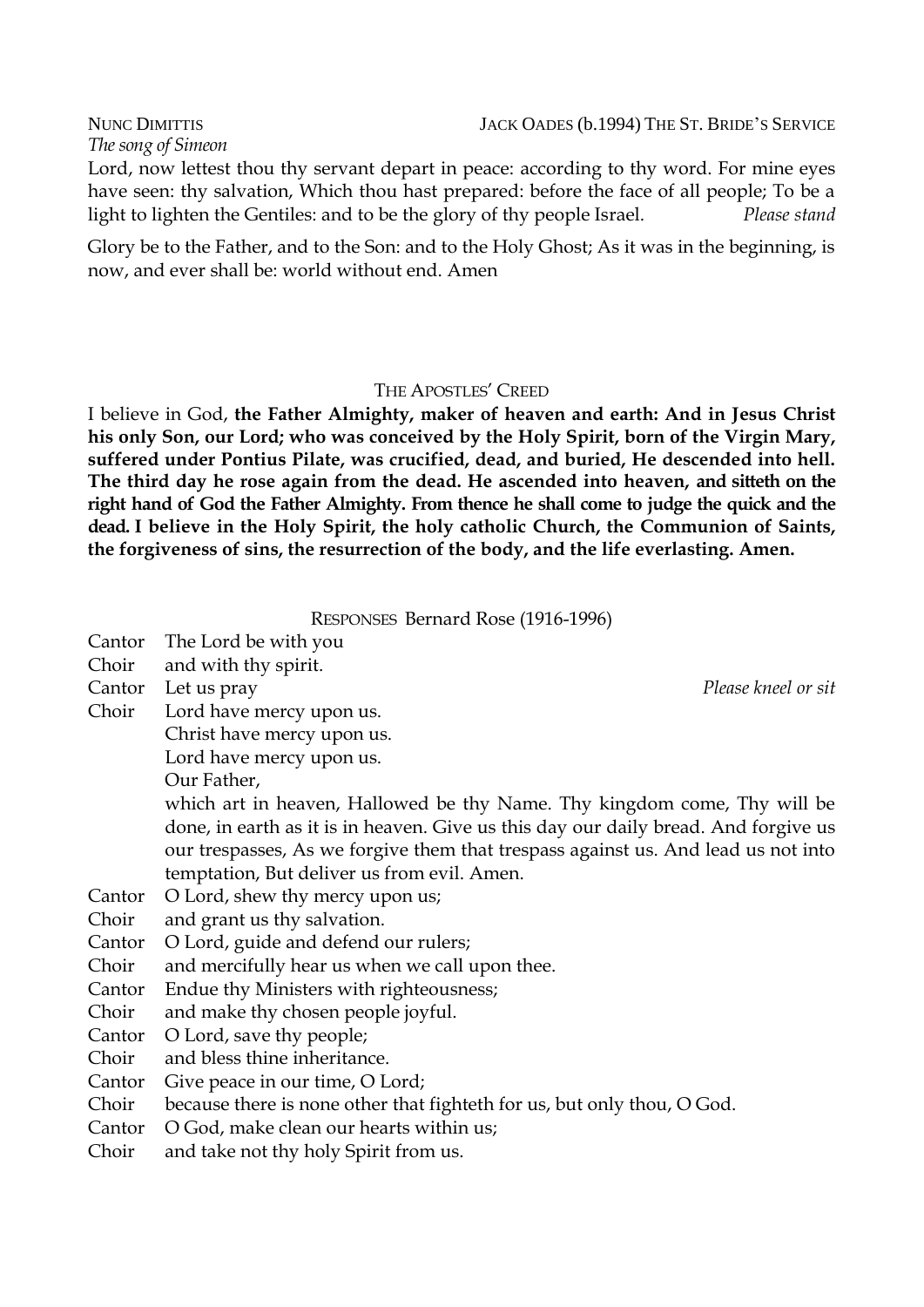NUNC DIMITTIS JACK OADES (b.1994) THE ST. BRIDE'S SERVICE

*The song of Simeon*

Lord, now lettest thou thy servant depart in peace: according to thy word. For mine eyes have seen: thy salvation, Which thou hast prepared: before the face of all people; To be a light to lighten the Gentiles: and to be the glory of thy people Israel. *Please stand*

Glory be to the Father, and to the Son: and to the Holy Ghost; As it was in the beginning, is now, and ever shall be: world without end. Amen

THE APOSTLES' CREED

I believe in God, **the Father Almighty, maker of heaven and earth: And in Jesus Christ his only Son, our Lord; who was conceived by the Holy Spirit, born of the Virgin Mary, suffered under Pontius Pilate, was crucified, dead, and buried, He descended into hell. The third day he rose again from the dead. He ascended into heaven, and sitteth on the right hand of God the Father Almighty. From thence he shall come to judge the quick and the dead. I believe in the Holy Spirit, the holy catholic Church, the Communion of Saints, the forgiveness of sins, the resurrection of the body, and the life everlasting. Amen.**

RESPONSES Bernard Rose (1916-1996)

Cantor The Lord be with you
Choir and with thy spirit.
Cantor Let us pray *Please kneel or sit*
Choir Lord have mercy upon us.
Christ have mercy upon us.
Lord have mercy upon us.
Our Father,
which art in heaven, Hallowed be thy Name. Thy kingdom come, Thy will be done, in earth as it is in heaven. Give us this day our daily bread. And forgive us our trespasses, As we forgive them that trespass against us. And lead us not into temptation, But deliver us from evil. Amen.
Cantor O Lord, shew thy mercy upon us;
Choir and grant us thy salvation.
Cantor O Lord, guide and defend our rulers;
Choir and mercifully hear us when we call upon thee.
Cantor Endue thy Ministers with righteousness;
Choir and make thy chosen people joyful.
Cantor O Lord, save thy people;
Choir and bless thine inheritance.
Cantor Give peace in our time, O Lord;
Choir because there is none other that fighteth for us, but only thou, O God.
Cantor O God, make clean our hearts within us;
Choir and take not thy holy Spirit from us.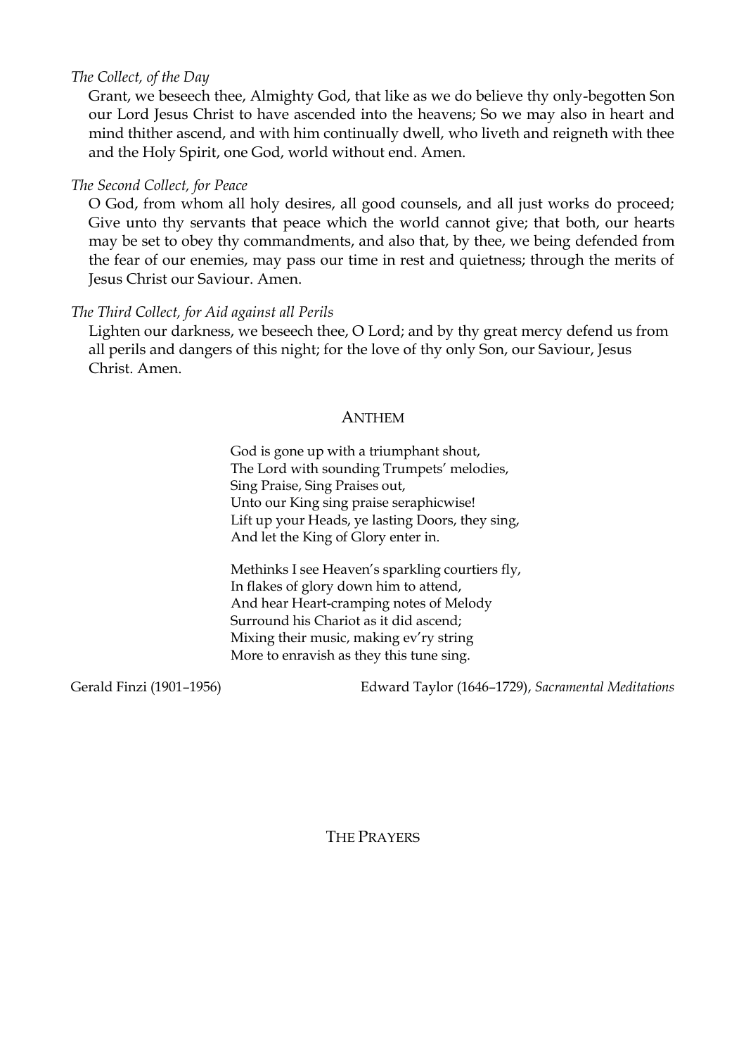*The Collect, of the Day*

Grant, we beseech thee, Almighty God, that like as we do believe thy only-begotten Son our Lord Jesus Christ to have ascended into the heavens; So we may also in heart and mind thither ascend, and with him continually dwell, who liveth and reigneth with thee and the Holy Spirit, one God, world without end. Amen.

*The Second Collect, for Peace*

O God, from whom all holy desires, all good counsels, and all just works do proceed; Give unto thy servants that peace which the world cannot give; that both, our hearts may be set to obey thy commandments, and also that, by thee, we being defended from the fear of our enemies, may pass our time in rest and quietness; through the merits of Jesus Christ our Saviour. Amen.

*The Third Collect, for Aid against all Perils*

Lighten our darkness, we beseech thee, O Lord; and by thy great mercy defend us from all perils and dangers of this night; for the love of thy only Son, our Saviour, Jesus Christ. Amen.

## ANTHEM

God is gone up with a triumphant shout,
The Lord with sounding Trumpets' melodies,
Sing Praise, Sing Praises out,
Unto our King sing praise seraphicwise!
Lift up your Heads, ye lasting Doors, they sing,
And let the King of Glory enter in.

Methinks I see Heaven's sparkling courtiers fly,
In flakes of glory down him to attend,
And hear Heart-cramping notes of Melody
Surround his Chariot as it did ascend;
Mixing their music, making ev'ry string
More to enravish as they this tune sing.

Gerald Finzi (1901–1956) — Edward Taylor (1646–1729), *Sacramental Meditations*

## THE PRAYERS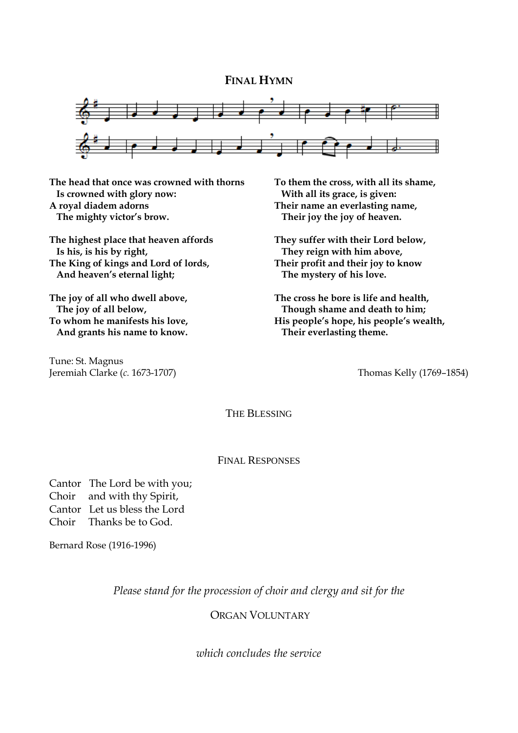## FINAL HYMN

**The head that once was crowned with thorns**
**Is crowned with glory now:**
**A royal diadem adorns**
**The mighty victor's brow.**

**The highest place that heaven affords**
**Is his, is his by right,**
**The King of kings and Lord of lords,**
**And heaven's eternal light;**

**The joy of all who dwell above,**
**The joy of all below,**
**To whom he manifests his love,**
**And grants his name to know.**

**To them the cross, with all its shame,**
**With all its grace, is given:**
**Their name an everlasting name,**
**Their joy the joy of heaven.**

**They suffer with their Lord below,**
**They reign with him above,**
**Their profit and their joy to know**
**The mystery of his love.**

**The cross he bore is life and health,**
**Though shame and death to him;**
**His people's hope, his people's wealth,**
**Their everlasting theme.**

Tune: St. Magnus
Jeremiah Clarke (*c.* 1673-1707)

Thomas Kelly (1769–1854)

THE BLESSING

FINAL RESPONSES

Cantor The Lord be with you;
Choir and with thy Spirit,
Cantor Let us bless the Lord
Choir Thanks be to God.

Bernard Rose (1916-1996)

*Please stand for the procession of choir and clergy and sit for the*

ORGAN VOLUNTARY

*which concludes the service*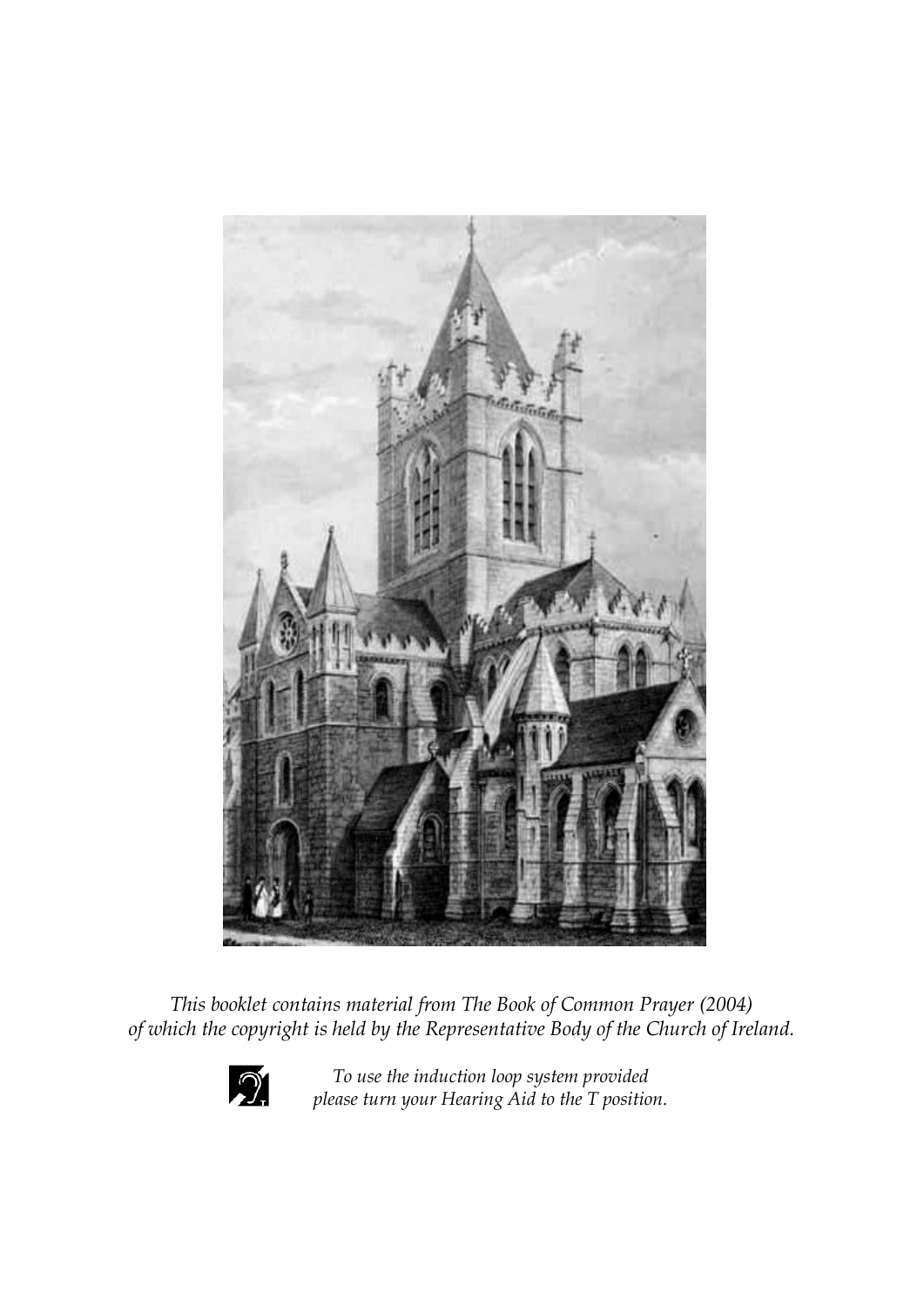*This booklet contains material from The Book of Common Prayer (2004) of which the copyright is held by the Representative Body of the Church of Ireland.*

*To use the induction loop system provided please turn your Hearing Aid to the T position.*